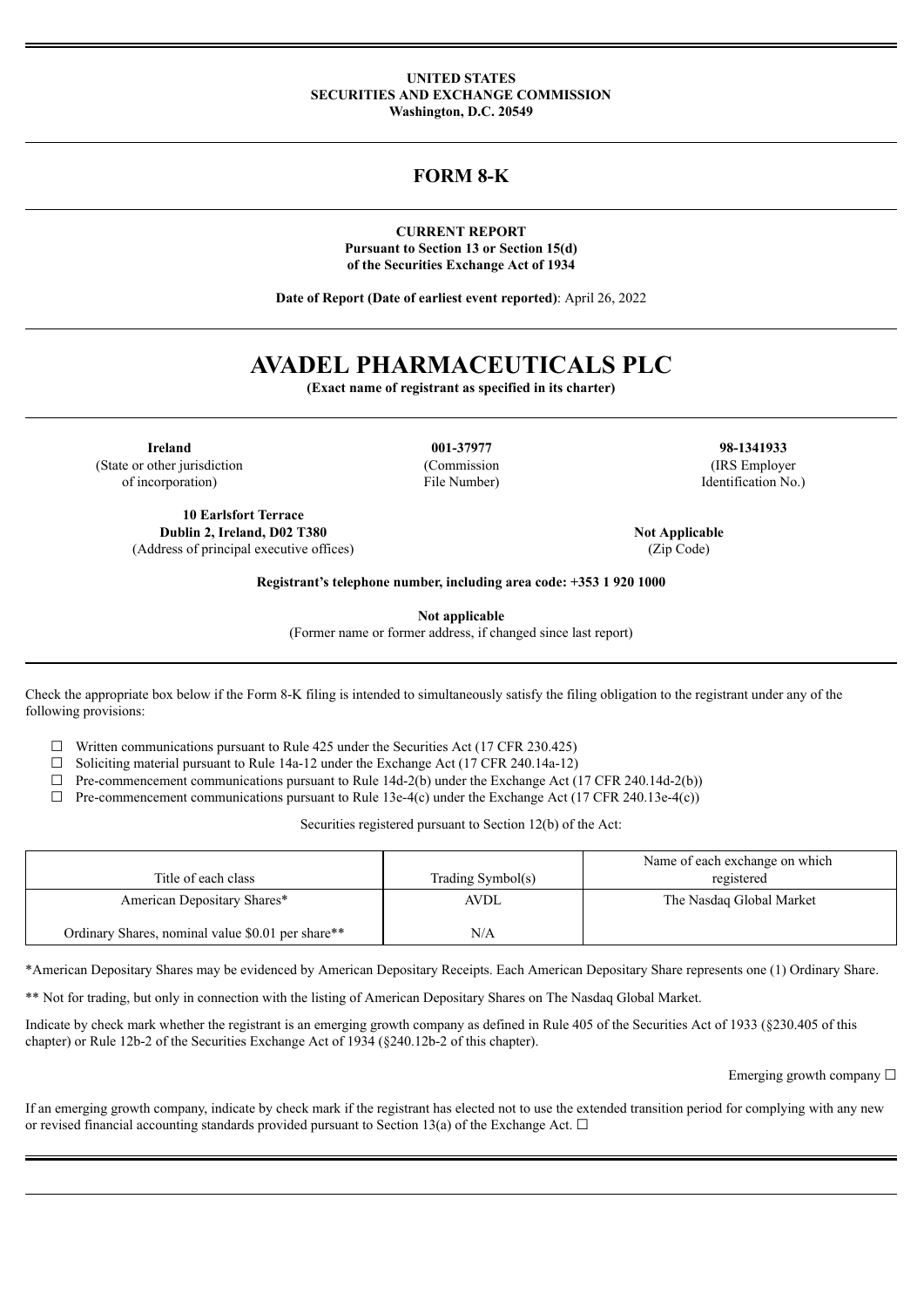**UNITED STATES**
**SECURITIES AND EXCHANGE COMMISSION**
**Washington, D.C. 20549**

# FORM 8-K

**CURRENT REPORT**
**Pursuant to Section 13 or Section 15(d)**
**of the Securities Exchange Act of 1934**

**Date of Report (Date of earliest event reported)**: April 26, 2022

# AVADEL PHARMACEUTICALS PLC

**(Exact name of registrant as specified in its charter)**

| **Ireland** | **001-37977** | **98-1341933** |
|---|---|---|
| (State or other jurisdiction of incorporation) | (Commission File Number) | (IRS Employer Identification No.) |

| **10 Earlsfort Terrace Dublin 2, Ireland, D02 T380** | **Not Applicable** |
|---|---|
| (Address of principal executive offices) | (Zip Code) |

**Registrant's telephone number, including area code: +353 1 920 1000**

**Not applicable**
(Former name or former address, if changed since last report)

Check the appropriate box below if the Form 8-K filing is intended to simultaneously satisfy the filing obligation to the registrant under any of the following provisions:

- ☐ Written communications pursuant to Rule 425 under the Securities Act (17 CFR 230.425)
- ☐ Soliciting material pursuant to Rule 14a-12 under the Exchange Act (17 CFR 240.14a-12)
- ☐ Pre-commencement communications pursuant to Rule 14d-2(b) under the Exchange Act (17 CFR 240.14d-2(b))
- ☐ Pre-commencement communications pursuant to Rule 13e-4(c) under the Exchange Act (17 CFR 240.13e-4(c))

Securities registered pursuant to Section 12(b) of the Act:

| Title of each class | Trading Symbol(s) | Name of each exchange on which registered |
|---|---|---|
| American Depositary Shares* | AVDL | The Nasdaq Global Market |
| Ordinary Shares, nominal value $0.01 per share** | N/A | |

*American Depositary Shares may be evidenced by American Depositary Receipts. Each American Depositary Share represents one (1) Ordinary Share.

** Not for trading, but only in connection with the listing of American Depositary Shares on The Nasdaq Global Market.

Indicate by check mark whether the registrant is an emerging growth company as defined in Rule 405 of the Securities Act of 1933 (§230.405 of this chapter) or Rule 12b-2 of the Securities Exchange Act of 1934 (§240.12b-2 of this chapter).

Emerging growth company ☐

If an emerging growth company, indicate by check mark if the registrant has elected not to use the extended transition period for complying with any new or revised financial accounting standards provided pursuant to Section 13(a) of the Exchange Act. ☐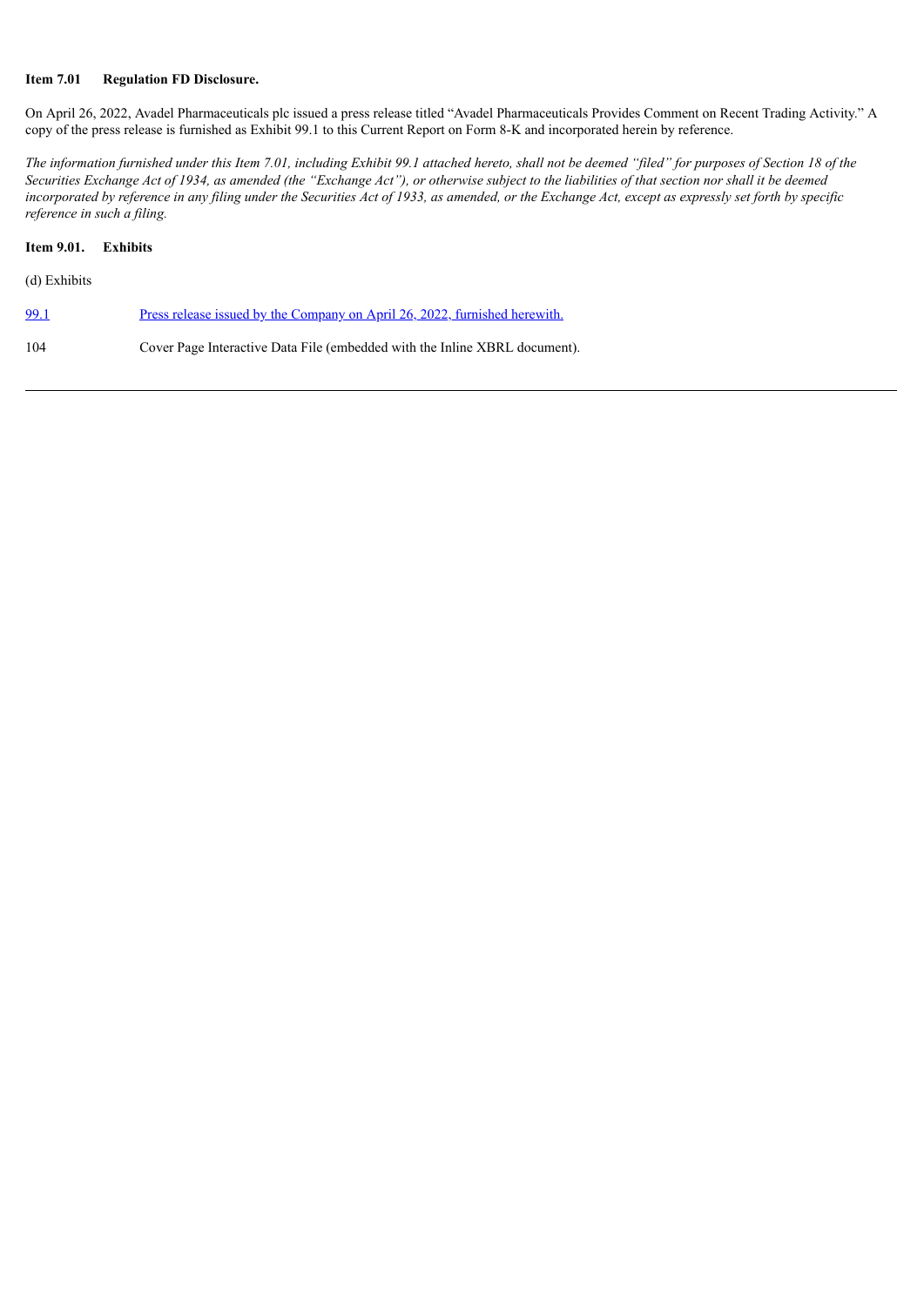**Item 7.01 Regulation FD Disclosure.**

On April 26, 2022, Avadel Pharmaceuticals plc issued a press release titled "Avadel Pharmaceuticals Provides Comment on Recent Trading Activity." A copy of the press release is furnished as Exhibit 99.1 to this Current Report on Form 8-K and incorporated herein by reference.

*The information furnished under this Item 7.01, including Exhibit 99.1 attached hereto, shall not be deemed "filed" for purposes of Section 18 of the Securities Exchange Act of 1934, as amended (the "Exchange Act"), or otherwise subject to the liabilities of that section nor shall it be deemed incorporated by reference in any filing under the Securities Act of 1933, as amended, or the Exchange Act, except as expressly set forth by specific reference in such a filing.*

**Item 9.01. Exhibits**

(d) Exhibits

| | |
|---|---|
| 99.1 | Press release issued by the Company on April 26, 2022, furnished herewith. |
| 104 | Cover Page Interactive Data File (embedded with the Inline XBRL document). |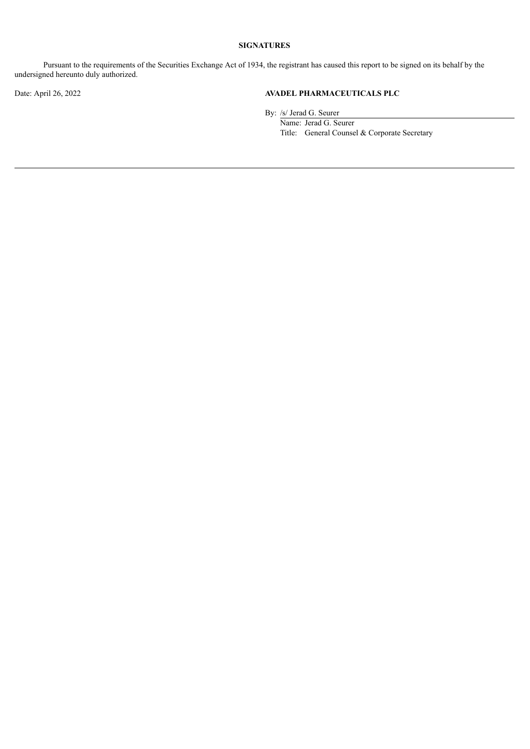**SIGNATURES**

Pursuant to the requirements of the Securities Exchange Act of 1934, the registrant has caused this report to be signed on its behalf by the undersigned hereunto duly authorized.

Date: April 26, 2022

**AVADEL PHARMACEUTICALS PLC**

By: /s/ Jerad G. Seurer

Name: Jerad G. Seurer

Title: General Counsel & Corporate Secretary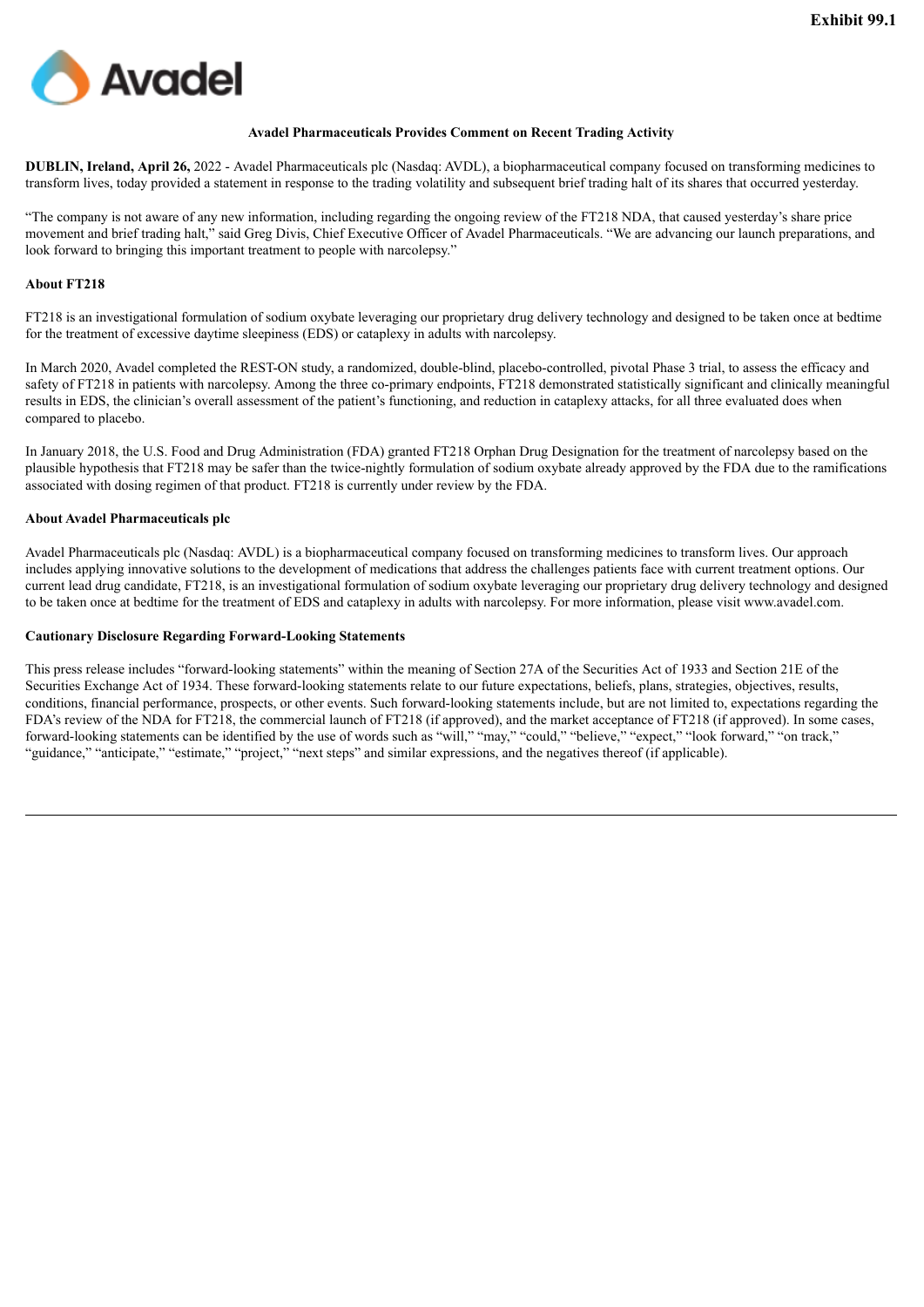**Exhibit 99.1**

Avadel

**Avadel Pharmaceuticals Provides Comment on Recent Trading Activity**

**DUBLIN, Ireland, April 26,** 2022 - Avadel Pharmaceuticals plc (Nasdaq: AVDL), a biopharmaceutical company focused on transforming medicines to transform lives, today provided a statement in response to the trading volatility and subsequent brief trading halt of its shares that occurred yesterday.

"The company is not aware of any new information, including regarding the ongoing review of the FT218 NDA, that caused yesterday's share price movement and brief trading halt," said Greg Divis, Chief Executive Officer of Avadel Pharmaceuticals. "We are advancing our launch preparations, and look forward to bringing this important treatment to people with narcolepsy."

**About FT218**

FT218 is an investigational formulation of sodium oxybate leveraging our proprietary drug delivery technology and designed to be taken once at bedtime for the treatment of excessive daytime sleepiness (EDS) or cataplexy in adults with narcolepsy.

In March 2020, Avadel completed the REST-ON study, a randomized, double-blind, placebo-controlled, pivotal Phase 3 trial, to assess the efficacy and safety of FT218 in patients with narcolepsy. Among the three co-primary endpoints, FT218 demonstrated statistically significant and clinically meaningful results in EDS, the clinician's overall assessment of the patient's functioning, and reduction in cataplexy attacks, for all three evaluated does when compared to placebo.

In January 2018, the U.S. Food and Drug Administration (FDA) granted FT218 Orphan Drug Designation for the treatment of narcolepsy based on the plausible hypothesis that FT218 may be safer than the twice-nightly formulation of sodium oxybate already approved by the FDA due to the ramifications associated with dosing regimen of that product. FT218 is currently under review by the FDA.

**About Avadel Pharmaceuticals plc**

Avadel Pharmaceuticals plc (Nasdaq: AVDL) is a biopharmaceutical company focused on transforming medicines to transform lives. Our approach includes applying innovative solutions to the development of medications that address the challenges patients face with current treatment options. Our current lead drug candidate, FT218, is an investigational formulation of sodium oxybate leveraging our proprietary drug delivery technology and designed to be taken once at bedtime for the treatment of EDS and cataplexy in adults with narcolepsy. For more information, please visit www.avadel.com.

**Cautionary Disclosure Regarding Forward-Looking Statements**

This press release includes "forward-looking statements" within the meaning of Section 27A of the Securities Act of 1933 and Section 21E of the Securities Exchange Act of 1934. These forward-looking statements relate to our future expectations, beliefs, plans, strategies, objectives, results, conditions, financial performance, prospects, or other events. Such forward-looking statements include, but are not limited to, expectations regarding the FDA's review of the NDA for FT218, the commercial launch of FT218 (if approved), and the market acceptance of FT218 (if approved). In some cases, forward-looking statements can be identified by the use of words such as "will," "may," "could," "believe," "expect," "look forward," "on track," "guidance," "anticipate," "estimate," "project," "next steps" and similar expressions, and the negatives thereof (if applicable).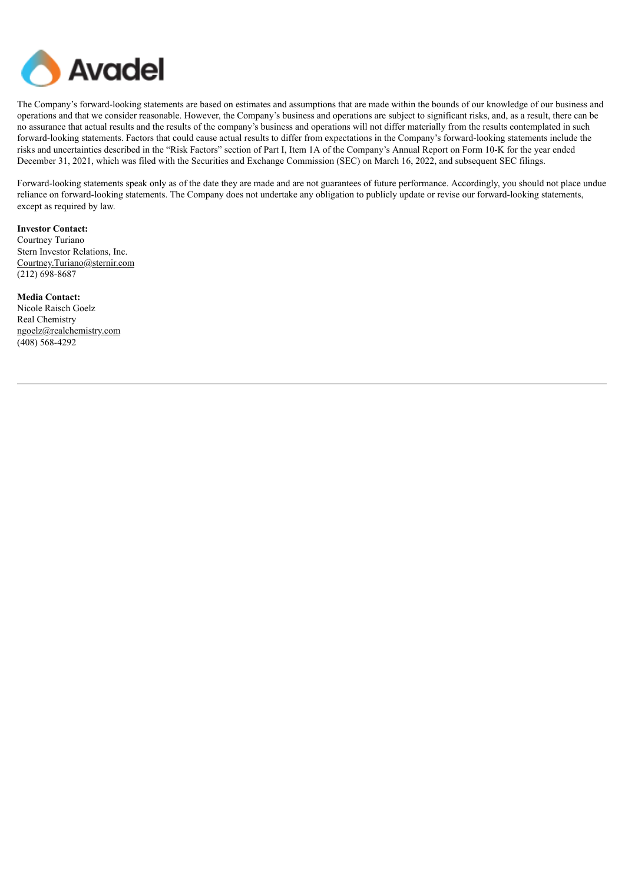The Company's forward-looking statements are based on estimates and assumptions that are made within the bounds of our knowledge of our business and operations and that we consider reasonable. However, the Company's business and operations are subject to significant risks, and, as a result, there can be no assurance that actual results and the results of the company's business and operations will not differ materially from the results contemplated in such forward-looking statements. Factors that could cause actual results to differ from expectations in the Company's forward-looking statements include the risks and uncertainties described in the "Risk Factors" section of Part I, Item 1A of the Company's Annual Report on Form 10-K for the year ended December 31, 2021, which was filed with the Securities and Exchange Commission (SEC) on March 16, 2022, and subsequent SEC filings.

Forward-looking statements speak only as of the date they are made and are not guarantees of future performance. Accordingly, you should not place undue reliance on forward-looking statements. The Company does not undertake any obligation to publicly update or revise our forward-looking statements, except as required by law.

**Investor Contact:**
Courtney Turiano
Stern Investor Relations, Inc.
Courtney.Turiano@sternir.com
(212) 698-8687

**Media Contact:**
Nicole Raisch Goelz
Real Chemistry
ngoelz@realchemistry.com
(408) 568-4292